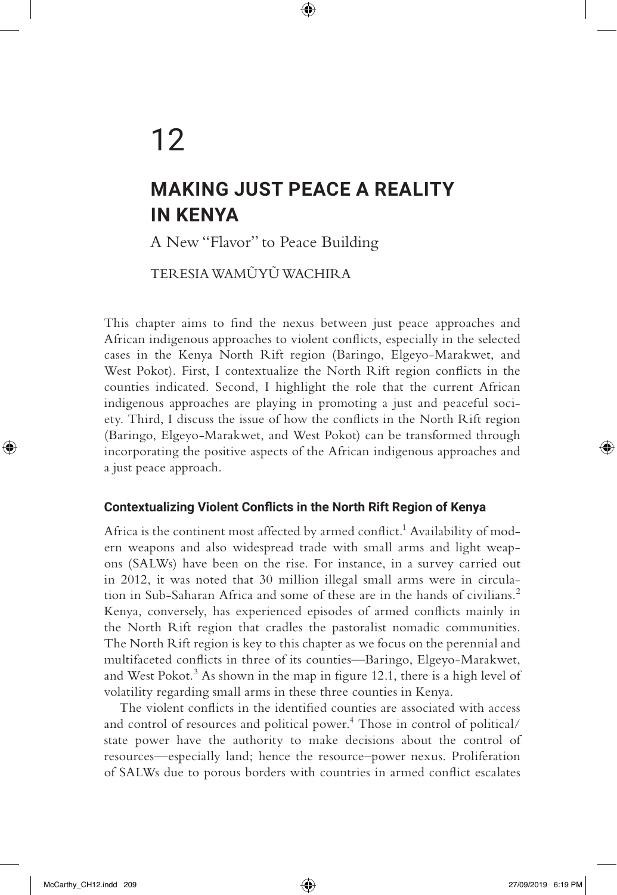# 12

## MAKING JUST PEACE A REALITY IN KENYA

A New "Flavor" to Peace Building

TERESIA WAMŨYŨ WACHIRA

This chapter aims to find the nexus between just peace approaches and African indigenous approaches to violent conflicts, especially in the selected cases in the Kenya North Rift region (Baringo, Elgeyo-Marakwet, and West Pokot). First, I contextualize the North Rift region conflicts in the counties indicated. Second, I highlight the role that the current African indigenous approaches are playing in promoting a just and peaceful society. Third, I discuss the issue of how the conflicts in the North Rift region (Baringo, Elgeyo-Marakwet, and West Pokot) can be transformed through incorporating the positive aspects of the African indigenous approaches and a just peace approach.

### Contextualizing Violent Conflicts in the North Rift Region of Kenya

Africa is the continent most affected by armed conflict.[1] Availability of modern weapons and also widespread trade with small arms and light weapons (SALWs) have been on the rise. For instance, in a survey carried out in 2012, it was noted that 30 million illegal small arms were in circulation in Sub-Saharan Africa and some of these are in the hands of civilians.[2] Kenya, conversely, has experienced episodes of armed conflicts mainly in the North Rift region that cradles the pastoralist nomadic communities. The North Rift region is key to this chapter as we focus on the perennial and multifaceted conflicts in three of its counties—Baringo, Elgeyo-Marakwet, and West Pokot.[3] As shown in the map in figure 12.1, there is a high level of volatility regarding small arms in these three counties in Kenya.

The violent conflicts in the identified counties are associated with access and control of resources and political power.[4] Those in control of political/state power have the authority to make decisions about the control of resources—especially land; hence the resource–power nexus. Proliferation of SALWs due to porous borders with countries in armed conflict escalates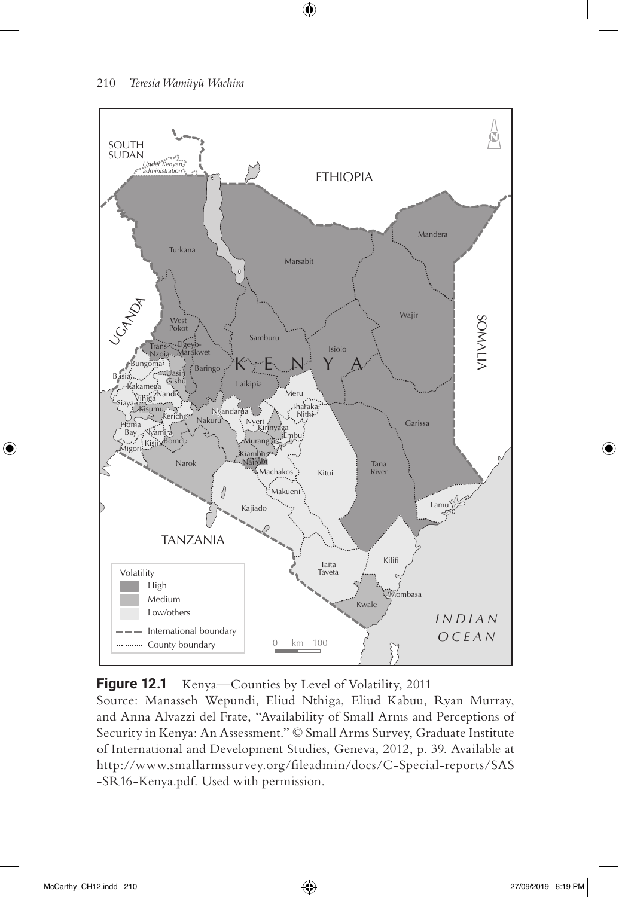**Figure 12.1** Kenya—Counties by Level of Volatility, 2011

Source: Manasseh Wepundi, Eliud Nthiga, Eliud Kabuu, Ryan Murray, and Anna Alvazzi del Frate, "Availability of Small Arms and Perceptions of Security in Kenya: An Assessment." © Small Arms Survey, Graduate Institute of International and Development Studies, Geneva, 2012, p. 39. Available at http://www.smallarmssurvey.org/fileadmin/docs/C-Special-reports/SAS-SR16-Kenya.pdf. Used with permission.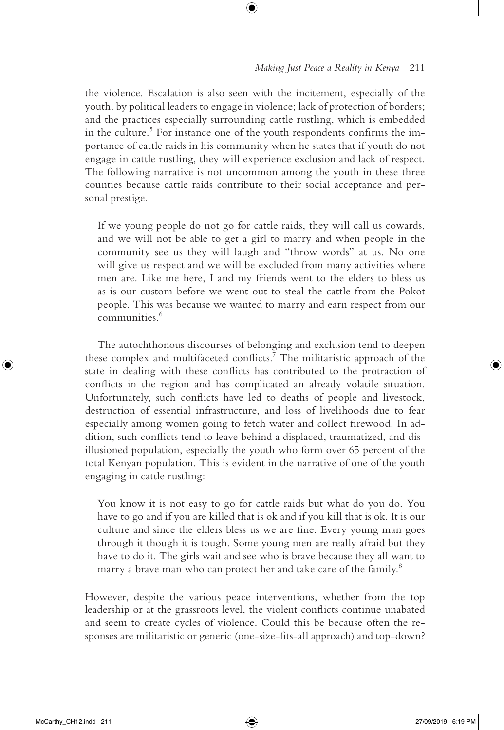the violence. Escalation is also seen with the incitement, especially of the youth, by political leaders to engage in violence; lack of protection of borders; and the practices especially surrounding cattle rustling, which is embedded in the culture.[5] For instance one of the youth respondents confirms the importance of cattle raids in his community when he states that if youth do not engage in cattle rustling, they will experience exclusion and lack of respect. The following narrative is not uncommon among the youth in these three counties because cattle raids contribute to their social acceptance and personal prestige.

> If we young people do not go for cattle raids, they will call us cowards, and we will not be able to get a girl to marry and when people in the community see us they will laugh and "throw words" at us. No one will give us respect and we will be excluded from many activities where men are. Like me here, I and my friends went to the elders to bless us as is our custom before we went out to steal the cattle from the Pokot people. This was because we wanted to marry and earn respect from our communities.[6]

The autochthonous discourses of belonging and exclusion tend to deepen these complex and multifaceted conflicts.[7] The militaristic approach of the state in dealing with these conflicts has contributed to the protraction of conflicts in the region and has complicated an already volatile situation. Unfortunately, such conflicts have led to deaths of people and livestock, destruction of essential infrastructure, and loss of livelihoods due to fear especially among women going to fetch water and collect firewood. In addition, such conflicts tend to leave behind a displaced, traumatized, and disillusioned population, especially the youth who form over 65 percent of the total Kenyan population. This is evident in the narrative of one of the youth engaging in cattle rustling:

> You know it is not easy to go for cattle raids but what do you do. You have to go and if you are killed that is ok and if you kill that is ok. It is our culture and since the elders bless us we are fine. Every young man goes through it though it is tough. Some young men are really afraid but they have to do it. The girls wait and see who is brave because they all want to marry a brave man who can protect her and take care of the family.[8]

However, despite the various peace interventions, whether from the top leadership or at the grassroots level, the violent conflicts continue unabated and seem to create cycles of violence. Could this be because often the responses are militaristic or generic (one-size-fits-all approach) and top-down?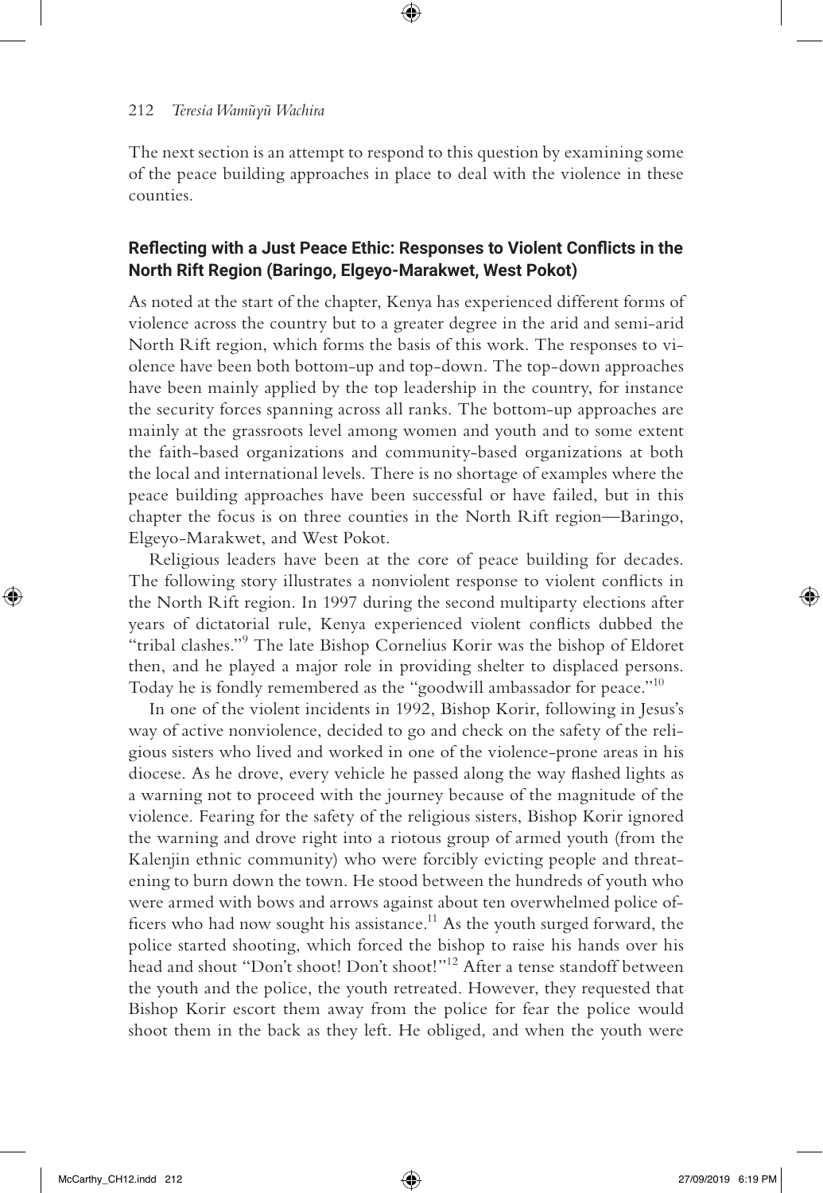The next section is an attempt to respond to this question by examining some of the peace building approaches in place to deal with the violence in these counties.

### Reflecting with a Just Peace Ethic: Responses to Violent Conflicts in the North Rift Region (Baringo, Elgeyo-Marakwet, West Pokot)

As noted at the start of the chapter, Kenya has experienced different forms of violence across the country but to a greater degree in the arid and semi-arid North Rift region, which forms the basis of this work. The responses to violence have been both bottom-up and top-down. The top-down approaches have been mainly applied by the top leadership in the country, for instance the security forces spanning across all ranks. The bottom-up approaches are mainly at the grassroots level among women and youth and to some extent the faith-based organizations and community-based organizations at both the local and international levels. There is no shortage of examples where the peace building approaches have been successful or have failed, but in this chapter the focus is on three counties in the North Rift region—Baringo, Elgeyo-Marakwet, and West Pokot.

Religious leaders have been at the core of peace building for decades. The following story illustrates a nonviolent response to violent conflicts in the North Rift region. In 1997 during the second multiparty elections after years of dictatorial rule, Kenya experienced violent conflicts dubbed the "tribal clashes."[9] The late Bishop Cornelius Korir was the bishop of Eldoret then, and he played a major role in providing shelter to displaced persons. Today he is fondly remembered as the "goodwill ambassador for peace."[10]

In one of the violent incidents in 1992, Bishop Korir, following in Jesus's way of active nonviolence, decided to go and check on the safety of the religious sisters who lived and worked in one of the violence-prone areas in his diocese. As he drove, every vehicle he passed along the way flashed lights as a warning not to proceed with the journey because of the magnitude of the violence. Fearing for the safety of the religious sisters, Bishop Korir ignored the warning and drove right into a riotous group of armed youth (from the Kalenjin ethnic community) who were forcibly evicting people and threatening to burn down the town. He stood between the hundreds of youth who were armed with bows and arrows against about ten overwhelmed police officers who had now sought his assistance.[11] As the youth surged forward, the police started shooting, which forced the bishop to raise his hands over his head and shout "Don't shoot! Don't shoot!"[12] After a tense standoff between the youth and the police, the youth retreated. However, they requested that Bishop Korir escort them away from the police for fear the police would shoot them in the back as they left. He obliged, and when the youth were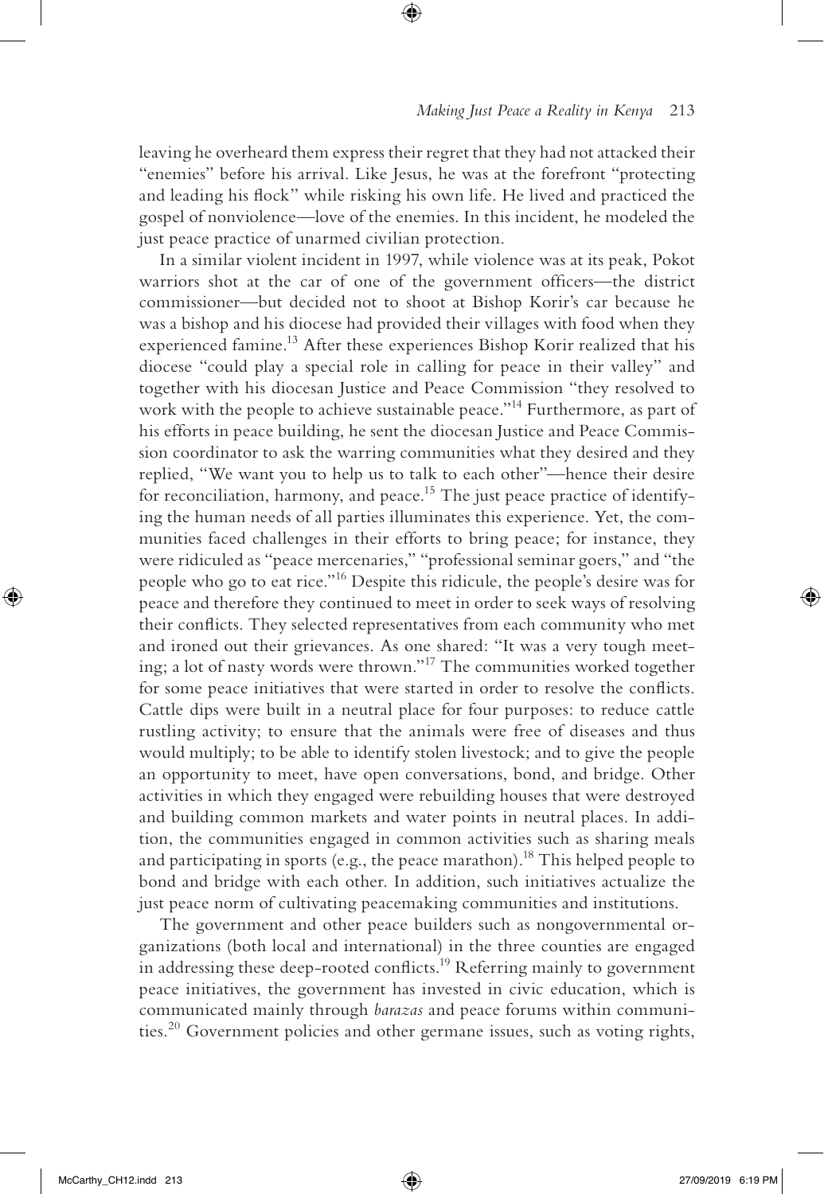leaving he overheard them express their regret that they had not attacked their "enemies" before his arrival. Like Jesus, he was at the forefront "protecting and leading his flock" while risking his own life. He lived and practiced the gospel of nonviolence—love of the enemies. In this incident, he modeled the just peace practice of unarmed civilian protection.

In a similar violent incident in 1997, while violence was at its peak, Pokot warriors shot at the car of one of the government officers—the district commissioner—but decided not to shoot at Bishop Korir's car because he was a bishop and his diocese had provided their villages with food when they experienced famine.[13] After these experiences Bishop Korir realized that his diocese "could play a special role in calling for peace in their valley" and together with his diocesan Justice and Peace Commission "they resolved to work with the people to achieve sustainable peace."[14] Furthermore, as part of his efforts in peace building, he sent the diocesan Justice and Peace Commission coordinator to ask the warring communities what they desired and they replied, "We want you to help us to talk to each other"—hence their desire for reconciliation, harmony, and peace.[15] The just peace practice of identifying the human needs of all parties illuminates this experience. Yet, the communities faced challenges in their efforts to bring peace; for instance, they were ridiculed as "peace mercenaries," "professional seminar goers," and "the people who go to eat rice."[16] Despite this ridicule, the people's desire was for peace and therefore they continued to meet in order to seek ways of resolving their conflicts. They selected representatives from each community who met and ironed out their grievances. As one shared: "It was a very tough meeting; a lot of nasty words were thrown."[17] The communities worked together for some peace initiatives that were started in order to resolve the conflicts. Cattle dips were built in a neutral place for four purposes: to reduce cattle rustling activity; to ensure that the animals were free of diseases and thus would multiply; to be able to identify stolen livestock; and to give the people an opportunity to meet, have open conversations, bond, and bridge. Other activities in which they engaged were rebuilding houses that were destroyed and building common markets and water points in neutral places. In addition, the communities engaged in common activities such as sharing meals and participating in sports (e.g., the peace marathon).[18] This helped people to bond and bridge with each other. In addition, such initiatives actualize the just peace norm of cultivating peacemaking communities and institutions.

The government and other peace builders such as nongovernmental organizations (both local and international) in the three counties are engaged in addressing these deep-rooted conflicts.[19] Referring mainly to government peace initiatives, the government has invested in civic education, which is communicated mainly through *barazas* and peace forums within communities.[20] Government policies and other germane issues, such as voting rights,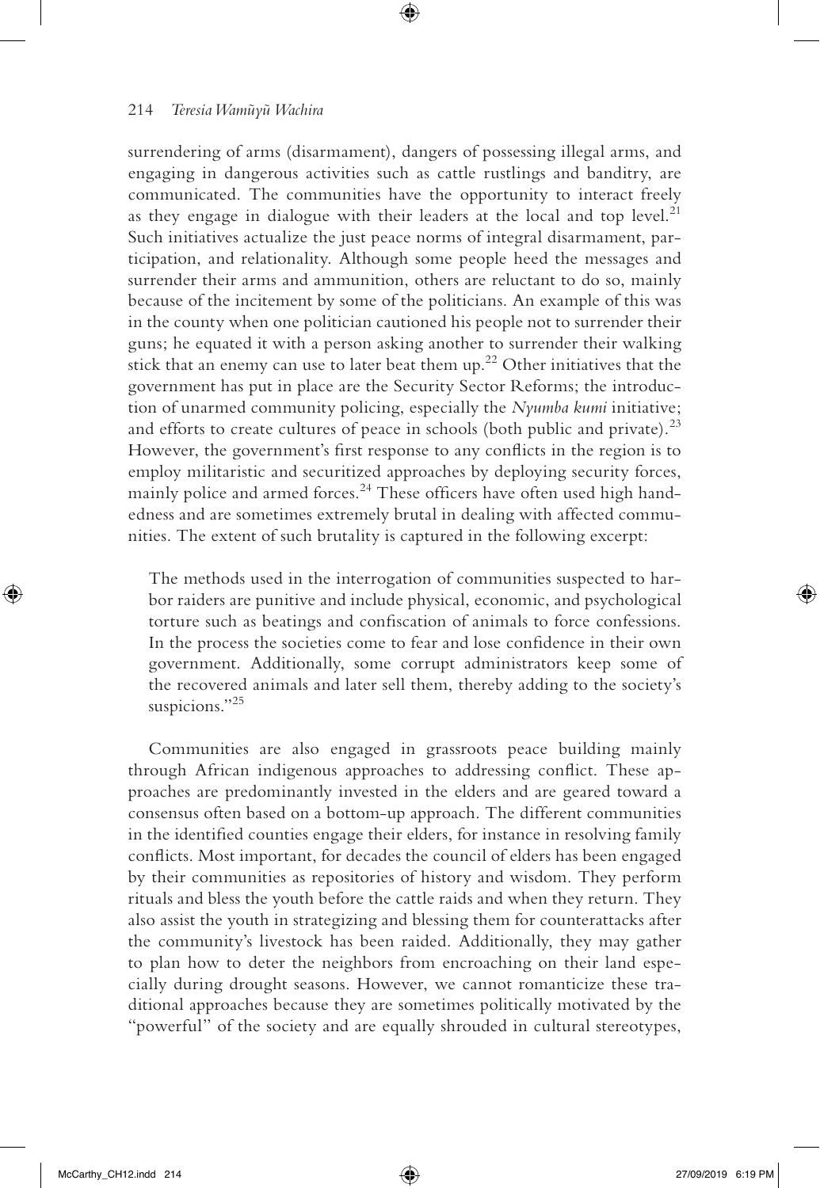surrendering of arms (disarmament), dangers of possessing illegal arms, and engaging in dangerous activities such as cattle rustlings and banditry, are communicated. The communities have the opportunity to interact freely as they engage in dialogue with their leaders at the local and top level.[21] Such initiatives actualize the just peace norms of integral disarmament, participation, and relationality. Although some people heed the messages and surrender their arms and ammunition, others are reluctant to do so, mainly because of the incitement by some of the politicians. An example of this was in the county when one politician cautioned his people not to surrender their guns; he equated it with a person asking another to surrender their walking stick that an enemy can use to later beat them up.[22] Other initiatives that the government has put in place are the Security Sector Reforms; the introduction of unarmed community policing, especially the *Nyumba kumi* initiative; and efforts to create cultures of peace in schools (both public and private).[23] However, the government's first response to any conflicts in the region is to employ militaristic and securitized approaches by deploying security forces, mainly police and armed forces.[24] These officers have often used high handedness and are sometimes extremely brutal in dealing with affected communities. The extent of such brutality is captured in the following excerpt:

> The methods used in the interrogation of communities suspected to harbor raiders are punitive and include physical, economic, and psychological torture such as beatings and confiscation of animals to force confessions. In the process the societies come to fear and lose confidence in their own government. Additionally, some corrupt administrators keep some of the recovered animals and later sell them, thereby adding to the society's suspicions."[25]

Communities are also engaged in grassroots peace building mainly through African indigenous approaches to addressing conflict. These approaches are predominantly invested in the elders and are geared toward a consensus often based on a bottom-up approach. The different communities in the identified counties engage their elders, for instance in resolving family conflicts. Most important, for decades the council of elders has been engaged by their communities as repositories of history and wisdom. They perform rituals and bless the youth before the cattle raids and when they return. They also assist the youth in strategizing and blessing them for counterattacks after the community's livestock has been raided. Additionally, they may gather to plan how to deter the neighbors from encroaching on their land especially during drought seasons. However, we cannot romanticize these traditional approaches because they are sometimes politically motivated by the "powerful" of the society and are equally shrouded in cultural stereotypes,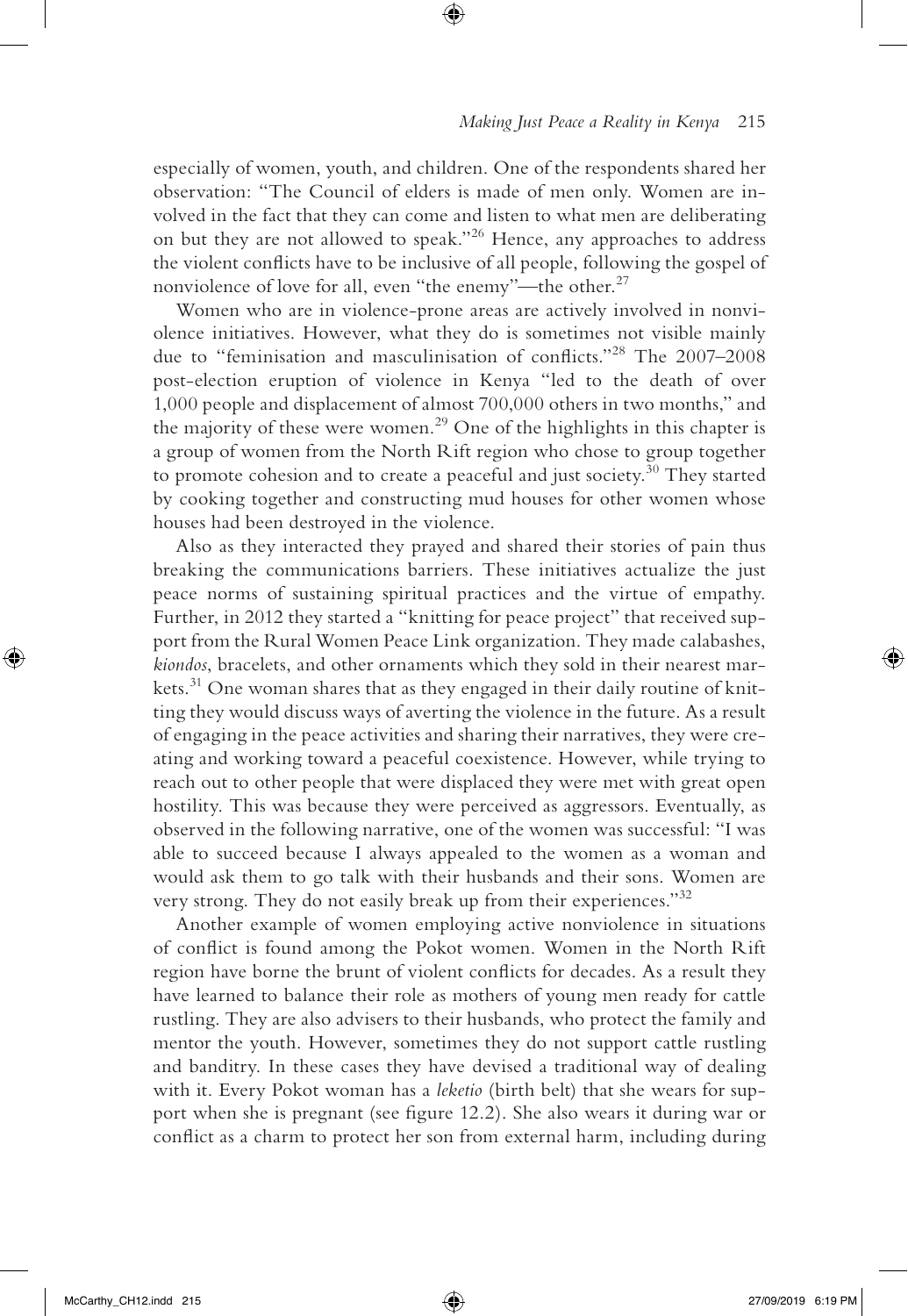especially of women, youth, and children. One of the respondents shared her observation: "The Council of elders is made of men only. Women are involved in the fact that they can come and listen to what men are deliberating on but they are not allowed to speak."[26] Hence, any approaches to address the violent conflicts have to be inclusive of all people, following the gospel of nonviolence of love for all, even "the enemy"—the other.[27]

Women who are in violence-prone areas are actively involved in nonviolence initiatives. However, what they do is sometimes not visible mainly due to "feminisation and masculinisation of conflicts."[28] The 2007–2008 post-election eruption of violence in Kenya "led to the death of over 1,000 people and displacement of almost 700,000 others in two months," and the majority of these were women.[29] One of the highlights in this chapter is a group of women from the North Rift region who chose to group together to promote cohesion and to create a peaceful and just society.[30] They started by cooking together and constructing mud houses for other women whose houses had been destroyed in the violence.

Also as they interacted they prayed and shared their stories of pain thus breaking the communications barriers. These initiatives actualize the just peace norms of sustaining spiritual practices and the virtue of empathy. Further, in 2012 they started a "knitting for peace project" that received support from the Rural Women Peace Link organization. They made calabashes, *kiondos*, bracelets, and other ornaments which they sold in their nearest markets.[31] One woman shares that as they engaged in their daily routine of knitting they would discuss ways of averting the violence in the future. As a result of engaging in the peace activities and sharing their narratives, they were creating and working toward a peaceful coexistence. However, while trying to reach out to other people that were displaced they were met with great open hostility. This was because they were perceived as aggressors. Eventually, as observed in the following narrative, one of the women was successful: "I was able to succeed because I always appealed to the women as a woman and would ask them to go talk with their husbands and their sons. Women are very strong. They do not easily break up from their experiences."[32]

Another example of women employing active nonviolence in situations of conflict is found among the Pokot women. Women in the North Rift region have borne the brunt of violent conflicts for decades. As a result they have learned to balance their role as mothers of young men ready for cattle rustling. They are also advisers to their husbands, who protect the family and mentor the youth. However, sometimes they do not support cattle rustling and banditry. In these cases they have devised a traditional way of dealing with it. Every Pokot woman has a *leketio* (birth belt) that she wears for support when she is pregnant (see figure 12.2). She also wears it during war or conflict as a charm to protect her son from external harm, including during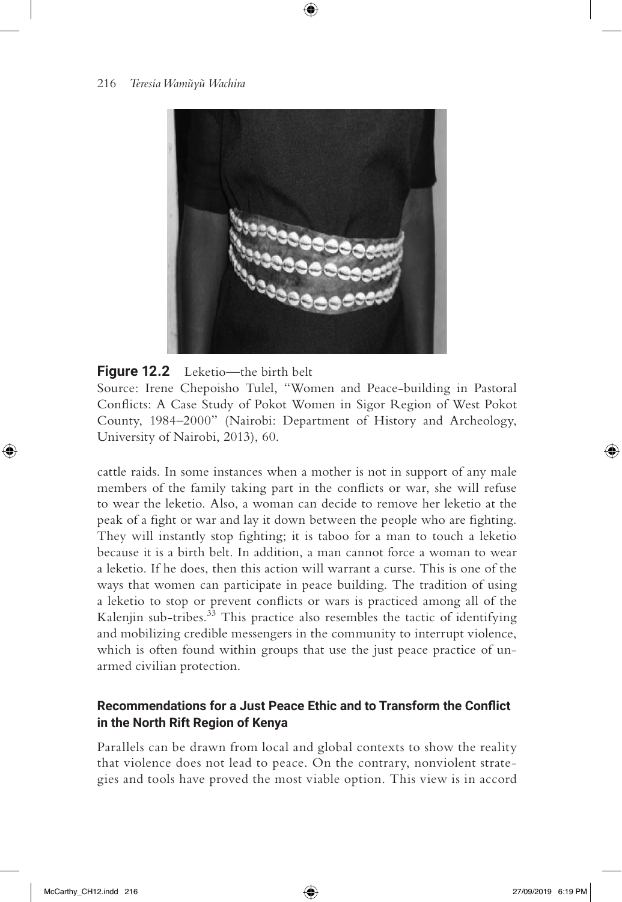**Figure 12.2** Leketio—the birth belt

Source: Irene Chepoisho Tulel, "Women and Peace-building in Pastoral Conflicts: A Case Study of Pokot Women in Sigor Region of West Pokot County, 1984–2000" (Nairobi: Department of History and Archeology, University of Nairobi, 2013), 60.

cattle raids. In some instances when a mother is not in support of any male members of the family taking part in the conflicts or war, she will refuse to wear the leketio. Also, a woman can decide to remove her leketio at the peak of a fight or war and lay it down between the people who are fighting. They will instantly stop fighting; it is taboo for a man to touch a leketio because it is a birth belt. In addition, a man cannot force a woman to wear a leketio. If he does, then this action will warrant a curse. This is one of the ways that women can participate in peace building. The tradition of using a leketio to stop or prevent conflicts or wars is practiced among all of the Kalenjin sub-tribes.[33] This practice also resembles the tactic of identifying and mobilizing credible messengers in the community to interrupt violence, which is often found within groups that use the just peace practice of unarmed civilian protection.

## Recommendations for a Just Peace Ethic and to Transform the Conflict in the North Rift Region of Kenya

Parallels can be drawn from local and global contexts to show the reality that violence does not lead to peace. On the contrary, nonviolent strategies and tools have proved the most viable option. This view is in accord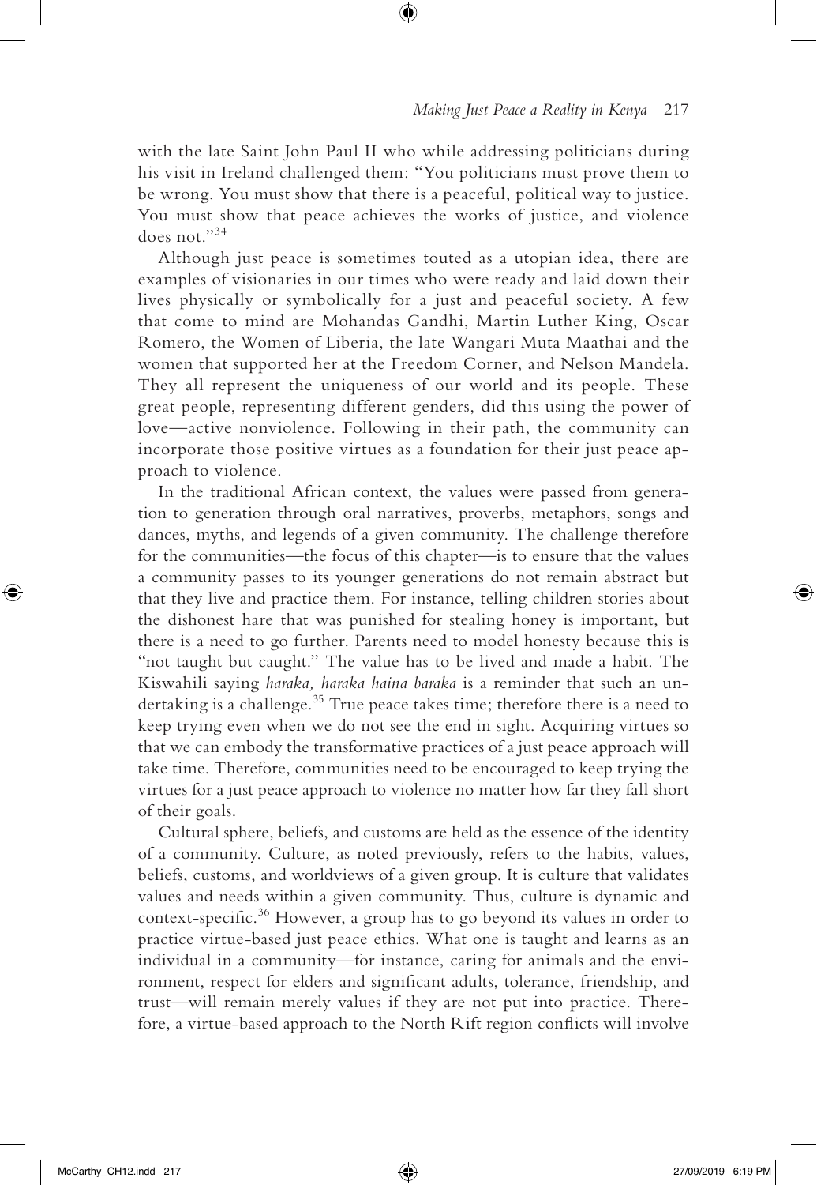with the late Saint John Paul II who while addressing politicians during his visit in Ireland challenged them: "You politicians must prove them to be wrong. You must show that there is a peaceful, political way to justice. You must show that peace achieves the works of justice, and violence does not."[34]

Although just peace is sometimes touted as a utopian idea, there are examples of visionaries in our times who were ready and laid down their lives physically or symbolically for a just and peaceful society. A few that come to mind are Mohandas Gandhi, Martin Luther King, Oscar Romero, the Women of Liberia, the late Wangari Muta Maathai and the women that supported her at the Freedom Corner, and Nelson Mandela. They all represent the uniqueness of our world and its people. These great people, representing different genders, did this using the power of love—active nonviolence. Following in their path, the community can incorporate those positive virtues as a foundation for their just peace approach to violence.

In the traditional African context, the values were passed from generation to generation through oral narratives, proverbs, metaphors, songs and dances, myths, and legends of a given community. The challenge therefore for the communities—the focus of this chapter—is to ensure that the values a community passes to its younger generations do not remain abstract but that they live and practice them. For instance, telling children stories about the dishonest hare that was punished for stealing honey is important, but there is a need to go further. Parents need to model honesty because this is "not taught but caught." The value has to be lived and made a habit. The Kiswahili saying *haraka, haraka haina baraka* is a reminder that such an undertaking is a challenge.[35] True peace takes time; therefore there is a need to keep trying even when we do not see the end in sight. Acquiring virtues so that we can embody the transformative practices of a just peace approach will take time. Therefore, communities need to be encouraged to keep trying the virtues for a just peace approach to violence no matter how far they fall short of their goals.

Cultural sphere, beliefs, and customs are held as the essence of the identity of a community. Culture, as noted previously, refers to the habits, values, beliefs, customs, and worldviews of a given group. It is culture that validates values and needs within a given community. Thus, culture is dynamic and context-specific.[36] However, a group has to go beyond its values in order to practice virtue-based just peace ethics. What one is taught and learns as an individual in a community—for instance, caring for animals and the environment, respect for elders and significant adults, tolerance, friendship, and trust—will remain merely values if they are not put into practice. Therefore, a virtue-based approach to the North Rift region conflicts will involve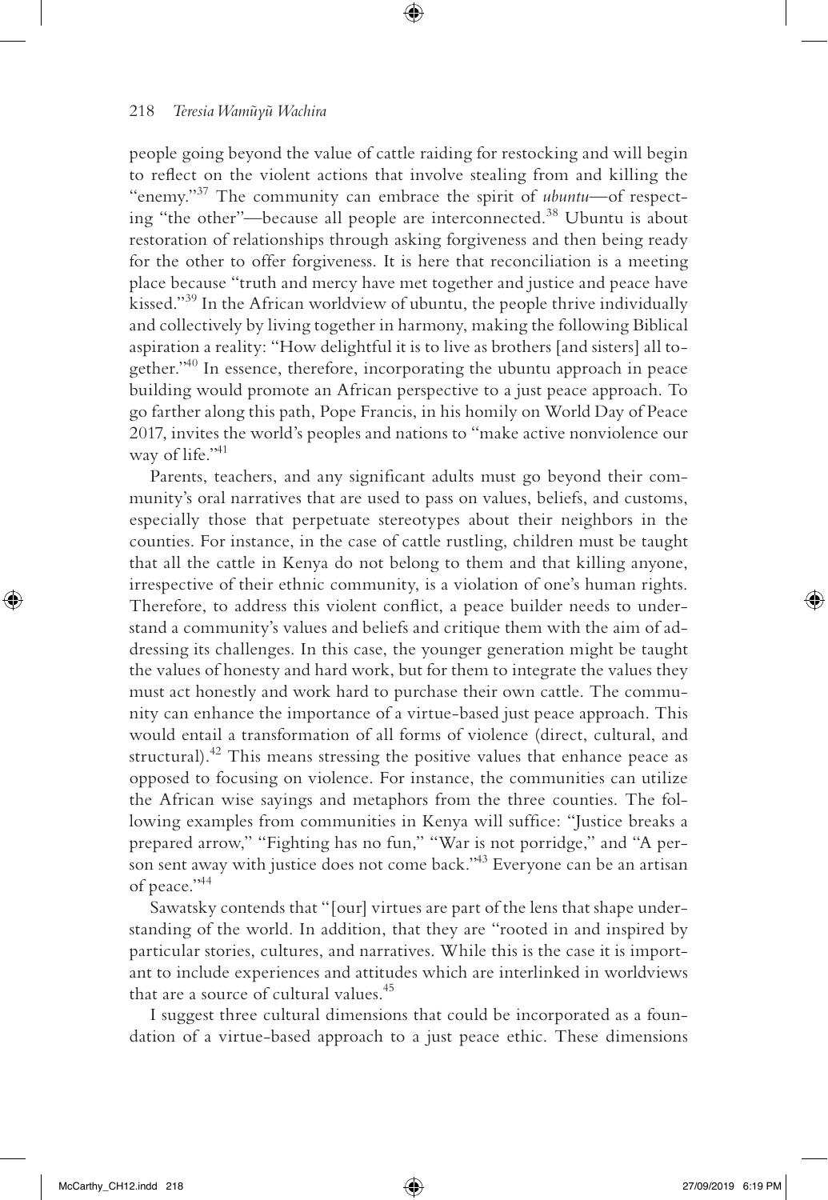people going beyond the value of cattle raiding for restocking and will begin to reflect on the violent actions that involve stealing from and killing the "enemy."[37] The community can embrace the spirit of *ubuntu*—of respecting "the other"—because all people are interconnected.[38] Ubuntu is about restoration of relationships through asking forgiveness and then being ready for the other to offer forgiveness. It is here that reconciliation is a meeting place because "truth and mercy have met together and justice and peace have kissed."[39] In the African worldview of ubuntu, the people thrive individually and collectively by living together in harmony, making the following Biblical aspiration a reality: "How delightful it is to live as brothers [and sisters] all together."[40] In essence, therefore, incorporating the ubuntu approach in peace building would promote an African perspective to a just peace approach. To go farther along this path, Pope Francis, in his homily on World Day of Peace 2017, invites the world's peoples and nations to "make active nonviolence our way of life."[41]

Parents, teachers, and any significant adults must go beyond their community's oral narratives that are used to pass on values, beliefs, and customs, especially those that perpetuate stereotypes about their neighbors in the counties. For instance, in the case of cattle rustling, children must be taught that all the cattle in Kenya do not belong to them and that killing anyone, irrespective of their ethnic community, is a violation of one's human rights. Therefore, to address this violent conflict, a peace builder needs to understand a community's values and beliefs and critique them with the aim of addressing its challenges. In this case, the younger generation might be taught the values of honesty and hard work, but for them to integrate the values they must act honestly and work hard to purchase their own cattle. The community can enhance the importance of a virtue-based just peace approach. This would entail a transformation of all forms of violence (direct, cultural, and structural).[42] This means stressing the positive values that enhance peace as opposed to focusing on violence. For instance, the communities can utilize the African wise sayings and metaphors from the three counties. The following examples from communities in Kenya will suffice: "Justice breaks a prepared arrow," "Fighting has no fun," "War is not porridge," and "A person sent away with justice does not come back."[43] Everyone can be an artisan of peace."[44]

Sawatsky contends that "[our] virtues are part of the lens that shape understanding of the world. In addition, that they are "rooted in and inspired by particular stories, cultures, and narratives. While this is the case it is important to include experiences and attitudes which are interlinked in worldviews that are a source of cultural values.[45]

I suggest three cultural dimensions that could be incorporated as a foundation of a virtue-based approach to a just peace ethic. These dimensions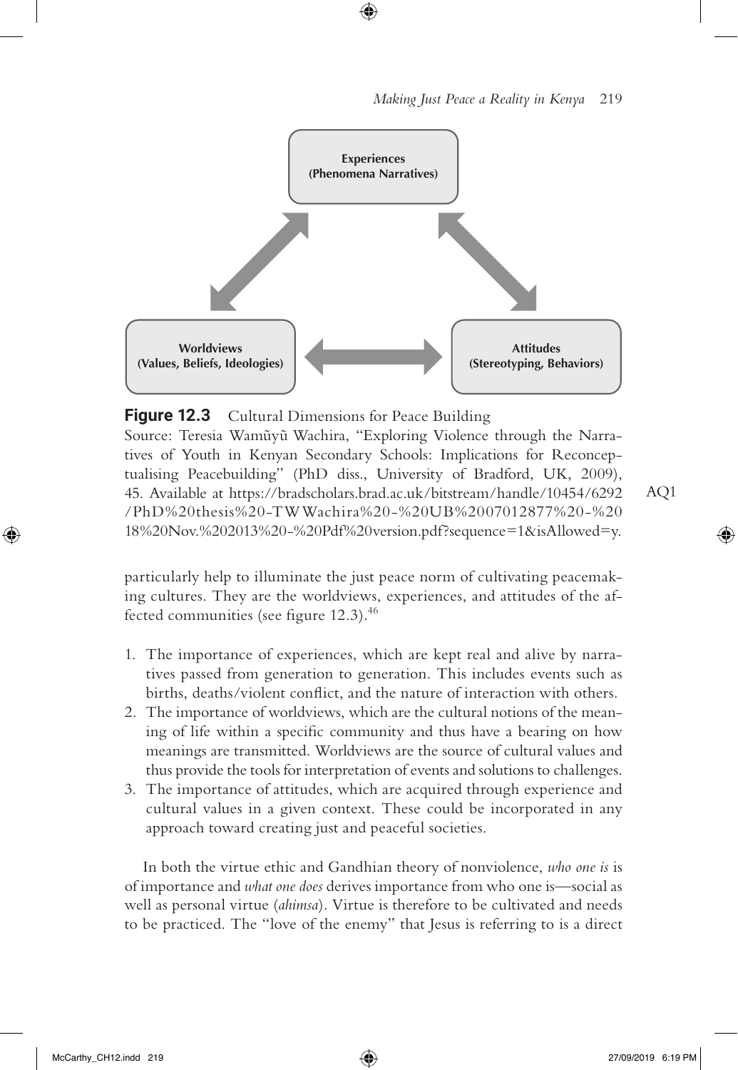**Figure 12.3** Cultural Dimensions for Peace Building

Source: Teresia Wamũyũ Wachira, "Exploring Violence through the Narratives of Youth in Kenyan Secondary Schools: Implications for Reconceptualising Peacebuilding" (PhD diss., University of Bradford, UK, 2009), 45. Available at https://bradscholars.brad.ac.uk/bitstream/handle/10454/6292/PhD%20thesis%20-TW Wachira%20-%20UB%2007012877%20-%2018%20Nov.%202013%20-%20Pdf%20version.pdf?sequence=1&isAllowed=y.

particularly help to illuminate the just peace norm of cultivating peacemaking cultures. They are the worldviews, experiences, and attitudes of the affected communities (see figure 12.3).[46]

1. The importance of experiences, which are kept real and alive by narratives passed from generation to generation. This includes events such as births, deaths/violent conflict, and the nature of interaction with others.
2. The importance of worldviews, which are the cultural notions of the meaning of life within a specific community and thus have a bearing on how meanings are transmitted. Worldviews are the source of cultural values and thus provide the tools for interpretation of events and solutions to challenges.
3. The importance of attitudes, which are acquired through experience and cultural values in a given context. These could be incorporated in any approach toward creating just and peaceful societies.

In both the virtue ethic and Gandhian theory of nonviolence, *who one is* is of importance and *what one does* derives importance from who one is—social as well as personal virtue (*ahimsa*). Virtue is therefore to be cultivated and needs to be practiced. The "love of the enemy" that Jesus is referring to is a direct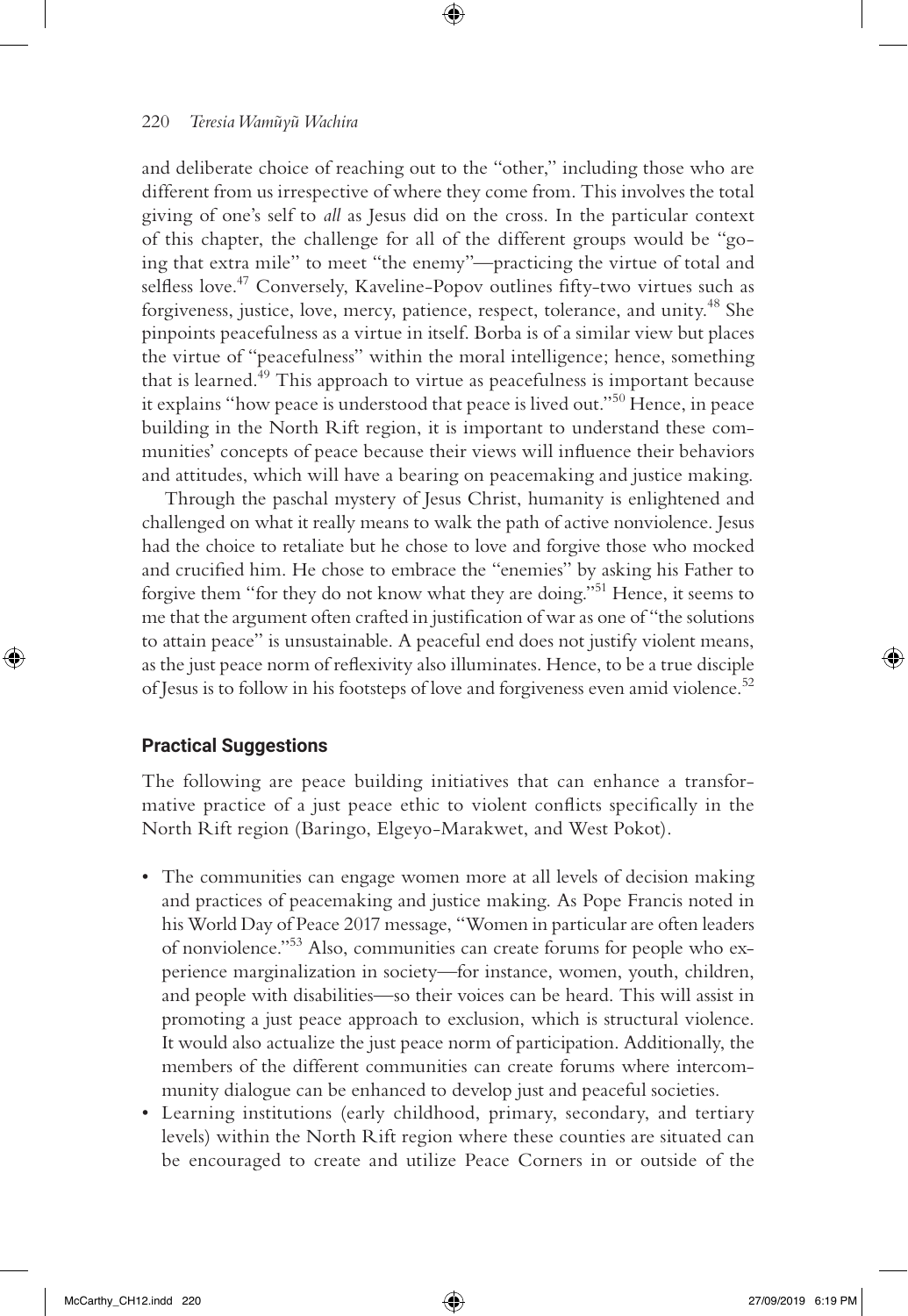and deliberate choice of reaching out to the "other," including those who are different from us irrespective of where they come from. This involves the total giving of one's self to *all* as Jesus did on the cross. In the particular context of this chapter, the challenge for all of the different groups would be "going that extra mile" to meet "the enemy"—practicing the virtue of total and selfless love.[47] Conversely, Kaveline-Popov outlines fifty-two virtues such as forgiveness, justice, love, mercy, patience, respect, tolerance, and unity.[48] She pinpoints peacefulness as a virtue in itself. Borba is of a similar view but places the virtue of "peacefulness" within the moral intelligence; hence, something that is learned.[49] This approach to virtue as peacefulness is important because it explains "how peace is understood that peace is lived out."[50] Hence, in peace building in the North Rift region, it is important to understand these communities' concepts of peace because their views will influence their behaviors and attitudes, which will have a bearing on peacemaking and justice making.

Through the paschal mystery of Jesus Christ, humanity is enlightened and challenged on what it really means to walk the path of active nonviolence. Jesus had the choice to retaliate but he chose to love and forgive those who mocked and crucified him. He chose to embrace the "enemies" by asking his Father to forgive them "for they do not know what they are doing."[51] Hence, it seems to me that the argument often crafted in justification of war as one of "the solutions to attain peace" is unsustainable. A peaceful end does not justify violent means, as the just peace norm of reflexivity also illuminates. Hence, to be a true disciple of Jesus is to follow in his footsteps of love and forgiveness even amid violence.[52]

## Practical Suggestions

The following are peace building initiatives that can enhance a transformative practice of a just peace ethic to violent conflicts specifically in the North Rift region (Baringo, Elgeyo-Marakwet, and West Pokot).

- The communities can engage women more at all levels of decision making and practices of peacemaking and justice making. As Pope Francis noted in his World Day of Peace 2017 message, "Women in particular are often leaders of nonviolence."[53] Also, communities can create forums for people who experience marginalization in society—for instance, women, youth, children, and people with disabilities—so their voices can be heard. This will assist in promoting a just peace approach to exclusion, which is structural violence. It would also actualize the just peace norm of participation. Additionally, the members of the different communities can create forums where intercommunity dialogue can be enhanced to develop just and peaceful societies.
- Learning institutions (early childhood, primary, secondary, and tertiary levels) within the North Rift region where these counties are situated can be encouraged to create and utilize Peace Corners in or outside of the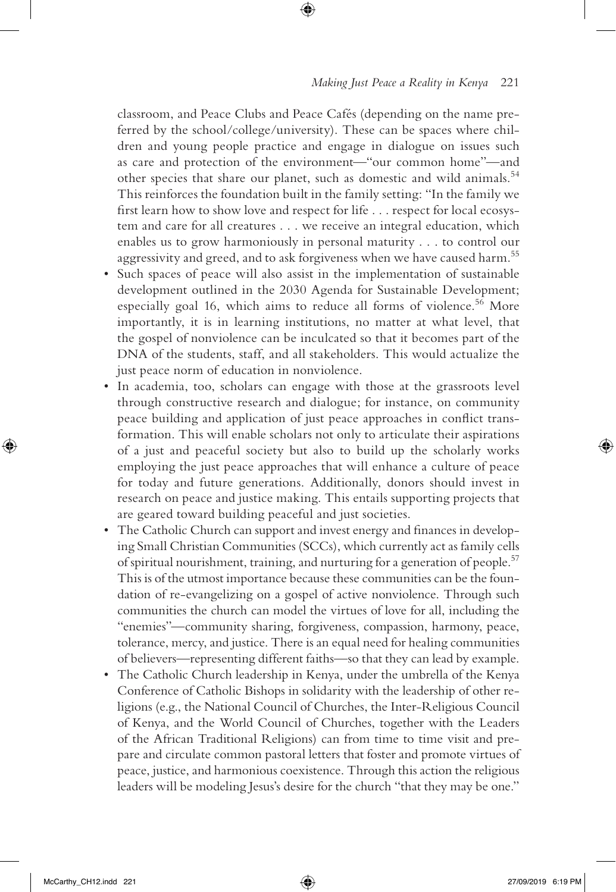classroom, and Peace Clubs and Peace Cafés (depending on the name preferred by the school/college/university). These can be spaces where children and young people practice and engage in dialogue on issues such as care and protection of the environment—"our common home"—and other species that share our planet, such as domestic and wild animals.[54] This reinforces the foundation built in the family setting: "In the family we first learn how to show love and respect for life . . . respect for local ecosystem and care for all creatures . . . we receive an integral education, which enables us to grow harmoniously in personal maturity . . . to control our aggressivity and greed, and to ask forgiveness when we have caused harm.[55]

- Such spaces of peace will also assist in the implementation of sustainable development outlined in the 2030 Agenda for Sustainable Development; especially goal 16, which aims to reduce all forms of violence.[56] More importantly, it is in learning institutions, no matter at what level, that the gospel of nonviolence can be inculcated so that it becomes part of the DNA of the students, staff, and all stakeholders. This would actualize the just peace norm of education in nonviolence.
- In academia, too, scholars can engage with those at the grassroots level through constructive research and dialogue; for instance, on community peace building and application of just peace approaches in conflict transformation. This will enable scholars not only to articulate their aspirations of a just and peaceful society but also to build up the scholarly works employing the just peace approaches that will enhance a culture of peace for today and future generations. Additionally, donors should invest in research on peace and justice making. This entails supporting projects that are geared toward building peaceful and just societies.
- The Catholic Church can support and invest energy and finances in developing Small Christian Communities (SCCs), which currently act as family cells of spiritual nourishment, training, and nurturing for a generation of people.[57] This is of the utmost importance because these communities can be the foundation of re-evangelizing on a gospel of active nonviolence. Through such communities the church can model the virtues of love for all, including the "enemies"—community sharing, forgiveness, compassion, harmony, peace, tolerance, mercy, and justice. There is an equal need for healing communities of believers—representing different faiths—so that they can lead by example.
- The Catholic Church leadership in Kenya, under the umbrella of the Kenya Conference of Catholic Bishops in solidarity with the leadership of other religions (e.g., the National Council of Churches, the Inter-Religious Council of Kenya, and the World Council of Churches, together with the Leaders of the African Traditional Religions) can from time to time visit and prepare and circulate common pastoral letters that foster and promote virtues of peace, justice, and harmonious coexistence. Through this action the religious leaders will be modeling Jesus's desire for the church "that they may be one."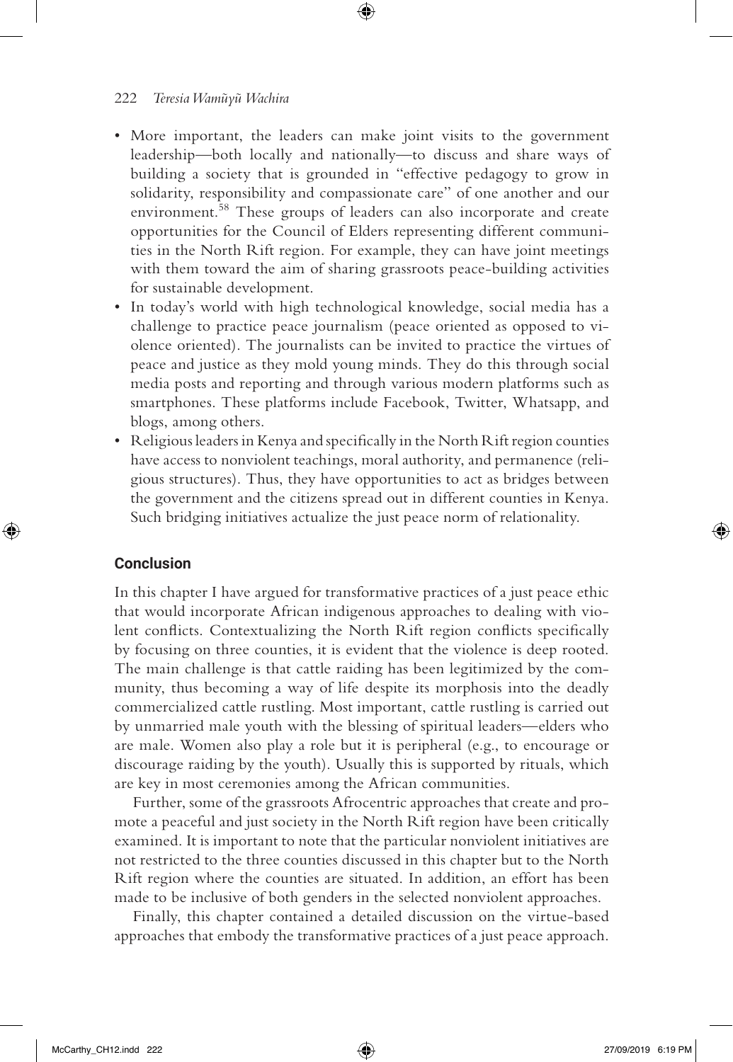- More important, the leaders can make joint visits to the government leadership—both locally and nationally—to discuss and share ways of building a society that is grounded in "effective pedagogy to grow in solidarity, responsibility and compassionate care" of one another and our environment.[58] These groups of leaders can also incorporate and create opportunities for the Council of Elders representing different communities in the North Rift region. For example, they can have joint meetings with them toward the aim of sharing grassroots peace-building activities for sustainable development.
- In today's world with high technological knowledge, social media has a challenge to practice peace journalism (peace oriented as opposed to violence oriented). The journalists can be invited to practice the virtues of peace and justice as they mold young minds. They do this through social media posts and reporting and through various modern platforms such as smartphones. These platforms include Facebook, Twitter, Whatsapp, and blogs, among others.
- Religious leaders in Kenya and specifically in the North Rift region counties have access to nonviolent teachings, moral authority, and permanence (religious structures). Thus, they have opportunities to act as bridges between the government and the citizens spread out in different counties in Kenya. Such bridging initiatives actualize the just peace norm of relationality.

## Conclusion

In this chapter I have argued for transformative practices of a just peace ethic that would incorporate African indigenous approaches to dealing with violent conflicts. Contextualizing the North Rift region conflicts specifically by focusing on three counties, it is evident that the violence is deep rooted. The main challenge is that cattle raiding has been legitimized by the community, thus becoming a way of life despite its morphosis into the deadly commercialized cattle rustling. Most important, cattle rustling is carried out by unmarried male youth with the blessing of spiritual leaders—elders who are male. Women also play a role but it is peripheral (e.g., to encourage or discourage raiding by the youth). Usually this is supported by rituals, which are key in most ceremonies among the African communities.

Further, some of the grassroots Afrocentric approaches that create and promote a peaceful and just society in the North Rift region have been critically examined. It is important to note that the particular nonviolent initiatives are not restricted to the three counties discussed in this chapter but to the North Rift region where the counties are situated. In addition, an effort has been made to be inclusive of both genders in the selected nonviolent approaches.

Finally, this chapter contained a detailed discussion on the virtue-based approaches that embody the transformative practices of a just peace approach.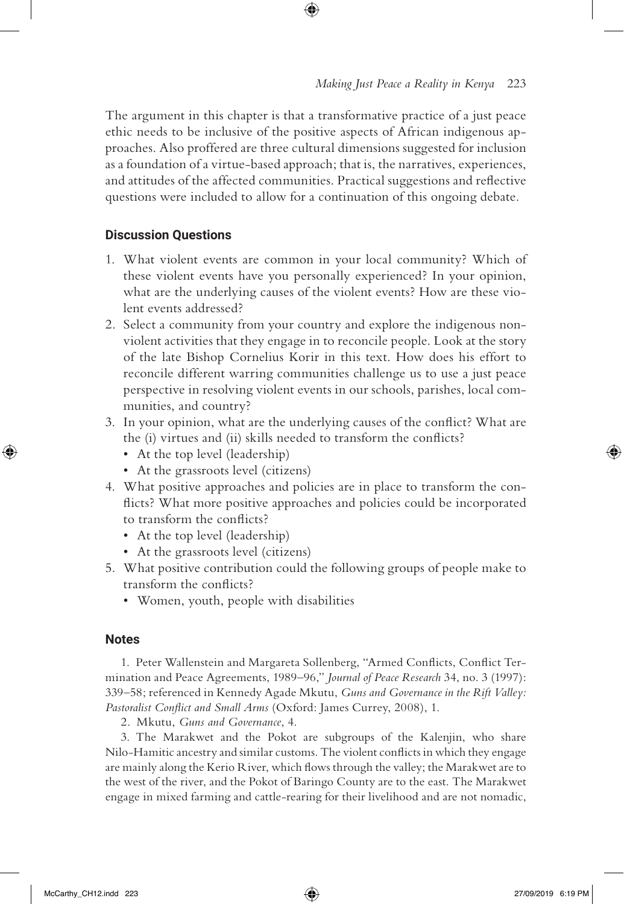The argument in this chapter is that a transformative practice of a just peace ethic needs to be inclusive of the positive aspects of African indigenous approaches. Also proffered are three cultural dimensions suggested for inclusion as a foundation of a virtue-based approach; that is, the narratives, experiences, and attitudes of the affected communities. Practical suggestions and reflective questions were included to allow for a continuation of this ongoing debate.

## Discussion Questions

1. What violent events are common in your local community? Which of these violent events have you personally experienced? In your opinion, what are the underlying causes of the violent events? How are these violent events addressed?
2. Select a community from your country and explore the indigenous nonviolent activities that they engage in to reconcile people. Look at the story of the late Bishop Cornelius Korir in this text. How does his effort to reconcile different warring communities challenge us to use a just peace perspective in resolving violent events in our schools, parishes, local communities, and country?
3. In your opinion, what are the underlying causes of the conflict? What are the (i) virtues and (ii) skills needed to transform the conflicts?
   - At the top level (leadership)
   - At the grassroots level (citizens)
4. What positive approaches and policies are in place to transform the conflicts? What more positive approaches and policies could be incorporated to transform the conflicts?
   - At the top level (leadership)
   - At the grassroots level (citizens)
5. What positive contribution could the following groups of people make to transform the conflicts?
   - Women, youth, people with disabilities

## Notes

1. Peter Wallenstein and Margareta Sollenberg, "Armed Conflicts, Conflict Termination and Peace Agreements, 1989–96," *Journal of Peace Research* 34, no. 3 (1997): 339–58; referenced in Kennedy Agade Mkutu, *Guns and Governance in the Rift Valley: Pastoralist Conflict and Small Arms* (Oxford: James Currey, 2008), 1.

2. Mkutu, *Guns and Governance*, 4.

3. The Marakwet and the Pokot are subgroups of the Kalenjin, who share Nilo-Hamitic ancestry and similar customs. The violent conflicts in which they engage are mainly along the Kerio River, which flows through the valley; the Marakwet are to the west of the river, and the Pokot of Baringo County are to the east. The Marakwet engage in mixed farming and cattle-rearing for their livelihood and are not nomadic,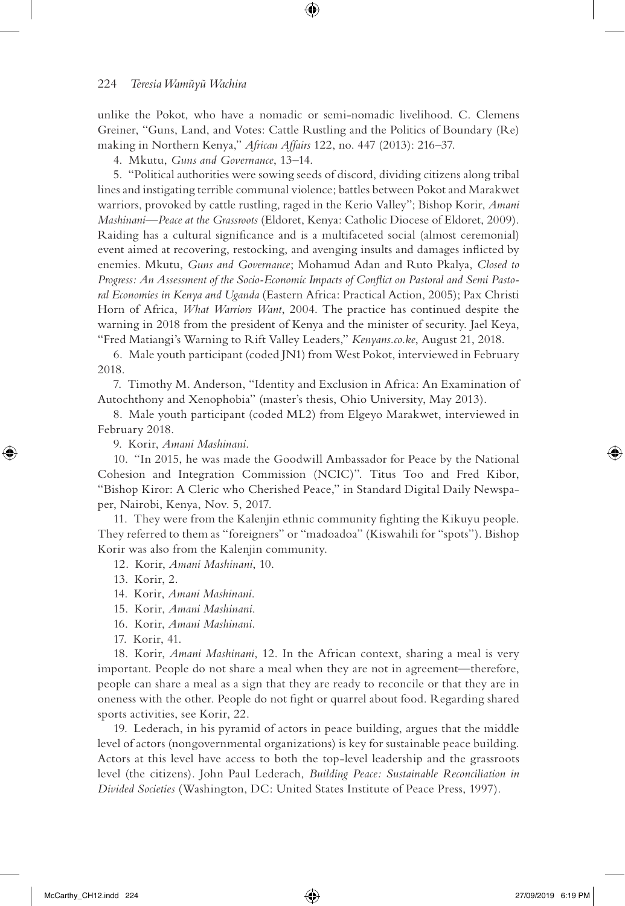unlike the Pokot, who have a nomadic or semi-nomadic livelihood. C. Clemens Greiner, "Guns, Land, and Votes: Cattle Rustling and the Politics of Boundary (Re) making in Northern Kenya," *African Affairs* 122, no. 447 (2013): 216–37.

4. Mkutu, *Guns and Governance*, 13–14.

5. "Political authorities were sowing seeds of discord, dividing citizens along tribal lines and instigating terrible communal violence; battles between Pokot and Marakwet warriors, provoked by cattle rustling, raged in the Kerio Valley"; Bishop Korir, *Amani Mashinani—Peace at the Grassroots* (Eldoret, Kenya: Catholic Diocese of Eldoret, 2009). Raiding has a cultural significance and is a multifaceted social (almost ceremonial) event aimed at recovering, restocking, and avenging insults and damages inflicted by enemies. Mkutu, *Guns and Governance*; Mohamud Adan and Ruto Pkalya, *Closed to Progress: An Assessment of the Socio-Economic Impacts of Conflict on Pastoral and Semi Pastoral Economies in Kenya and Uganda* (Eastern Africa: Practical Action, 2005); Pax Christi Horn of Africa, *What Warriors Want*, 2004. The practice has continued despite the warning in 2018 from the president of Kenya and the minister of security. Jael Keya, "Fred Matiangi's Warning to Rift Valley Leaders," *Kenyans.co.ke*, August 21, 2018.

6. Male youth participant (coded JN1) from West Pokot, interviewed in February 2018.

7. Timothy M. Anderson, "Identity and Exclusion in Africa: An Examination of Autochthony and Xenophobia" (master's thesis, Ohio University, May 2013).

8. Male youth participant (coded ML2) from Elgeyo Marakwet, interviewed in February 2018.

9. Korir, *Amani Mashinani*.

10. "In 2015, he was made the Goodwill Ambassador for Peace by the National Cohesion and Integration Commission (NCIC)". Titus Too and Fred Kibor, "Bishop Kiror: A Cleric who Cherished Peace," in Standard Digital Daily Newspaper, Nairobi, Kenya, Nov. 5, 2017.

11. They were from the Kalenjin ethnic community fighting the Kikuyu people. They referred to them as "foreigners" or "madoadoa" (Kiswahili for "spots"). Bishop Korir was also from the Kalenjin community.

12. Korir, *Amani Mashinani*, 10.

13. Korir, 2.

14. Korir, *Amani Mashinani*.

15. Korir, *Amani Mashinani*.

16. Korir, *Amani Mashinani*.

17. Korir, 41.

18. Korir, *Amani Mashinani*, 12. In the African context, sharing a meal is very important. People do not share a meal when they are not in agreement—therefore, people can share a meal as a sign that they are ready to reconcile or that they are in oneness with the other. People do not fight or quarrel about food. Regarding shared sports activities, see Korir, 22.

19. Lederach, in his pyramid of actors in peace building, argues that the middle level of actors (nongovernmental organizations) is key for sustainable peace building. Actors at this level have access to both the top-level leadership and the grassroots level (the citizens). John Paul Lederach, *Building Peace: Sustainable Reconciliation in Divided Societies* (Washington, DC: United States Institute of Peace Press, 1997).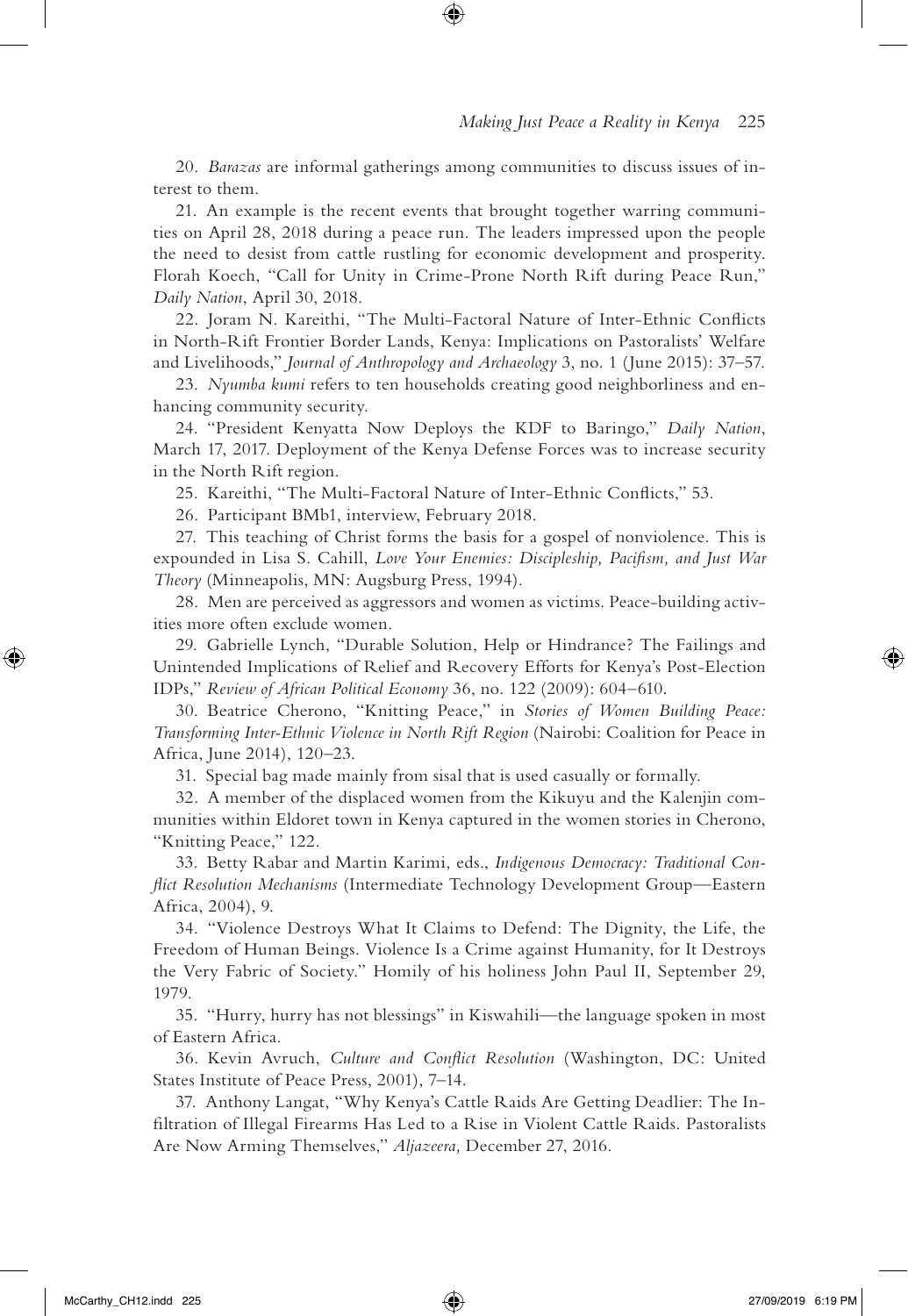20. *Barazas* are informal gatherings among communities to discuss issues of interest to them.

21. An example is the recent events that brought together warring communities on April 28, 2018 during a peace run. The leaders impressed upon the people the need to desist from cattle rustling for economic development and prosperity. Florah Koech, "Call for Unity in Crime-Prone North Rift during Peace Run," *Daily Nation*, April 30, 2018.

22. Joram N. Kareithi, "The Multi-Factoral Nature of Inter-Ethnic Conflicts in North-Rift Frontier Border Lands, Kenya: Implications on Pastoralists' Welfare and Livelihoods," *Journal of Anthropology and Archaeology* 3, no. 1 (June 2015): 37–57.

23. *Nyumba kumi* refers to ten households creating good neighborliness and enhancing community security.

24. "President Kenyatta Now Deploys the KDF to Baringo," *Daily Nation*, March 17, 2017. Deployment of the Kenya Defense Forces was to increase security in the North Rift region.

25. Kareithi, "The Multi-Factoral Nature of Inter-Ethnic Conflicts," 53.

26. Participant BMb1, interview, February 2018.

27. This teaching of Christ forms the basis for a gospel of nonviolence. This is expounded in Lisa S. Cahill, *Love Your Enemies: Discipleship, Pacifism, and Just War Theory* (Minneapolis, MN: Augsburg Press, 1994).

28. Men are perceived as aggressors and women as victims. Peace-building activities more often exclude women.

29. Gabrielle Lynch, "Durable Solution, Help or Hindrance? The Failings and Unintended Implications of Relief and Recovery Efforts for Kenya's Post-Election IDPs," *Review of African Political Economy* 36, no. 122 (2009): 604–610.

30. Beatrice Cherono, "Knitting Peace," in *Stories of Women Building Peace: Transforming Inter-Ethnic Violence in North Rift Region* (Nairobi: Coalition for Peace in Africa, June 2014), 120–23.

31. Special bag made mainly from sisal that is used casually or formally.

32. A member of the displaced women from the Kikuyu and the Kalenjin communities within Eldoret town in Kenya captured in the women stories in Cherono, "Knitting Peace," 122.

33. Betty Rabar and Martin Karimi, eds., *Indigenous Democracy: Traditional Conflict Resolution Mechanisms* (Intermediate Technology Development Group—Eastern Africa, 2004), 9.

34. "Violence Destroys What It Claims to Defend: The Dignity, the Life, the Freedom of Human Beings. Violence Is a Crime against Humanity, for It Destroys the Very Fabric of Society." Homily of his holiness John Paul II, September 29, 1979.

35. "Hurry, hurry has not blessings" in Kiswahili—the language spoken in most of Eastern Africa.

36. Kevin Avruch, *Culture and Conflict Resolution* (Washington, DC: United States Institute of Peace Press, 2001), 7–14.

37. Anthony Langat, "Why Kenya's Cattle Raids Are Getting Deadlier: The Infiltration of Illegal Firearms Has Led to a Rise in Violent Cattle Raids. Pastoralists Are Now Arming Themselves," *Aljazeera,* December 27, 2016.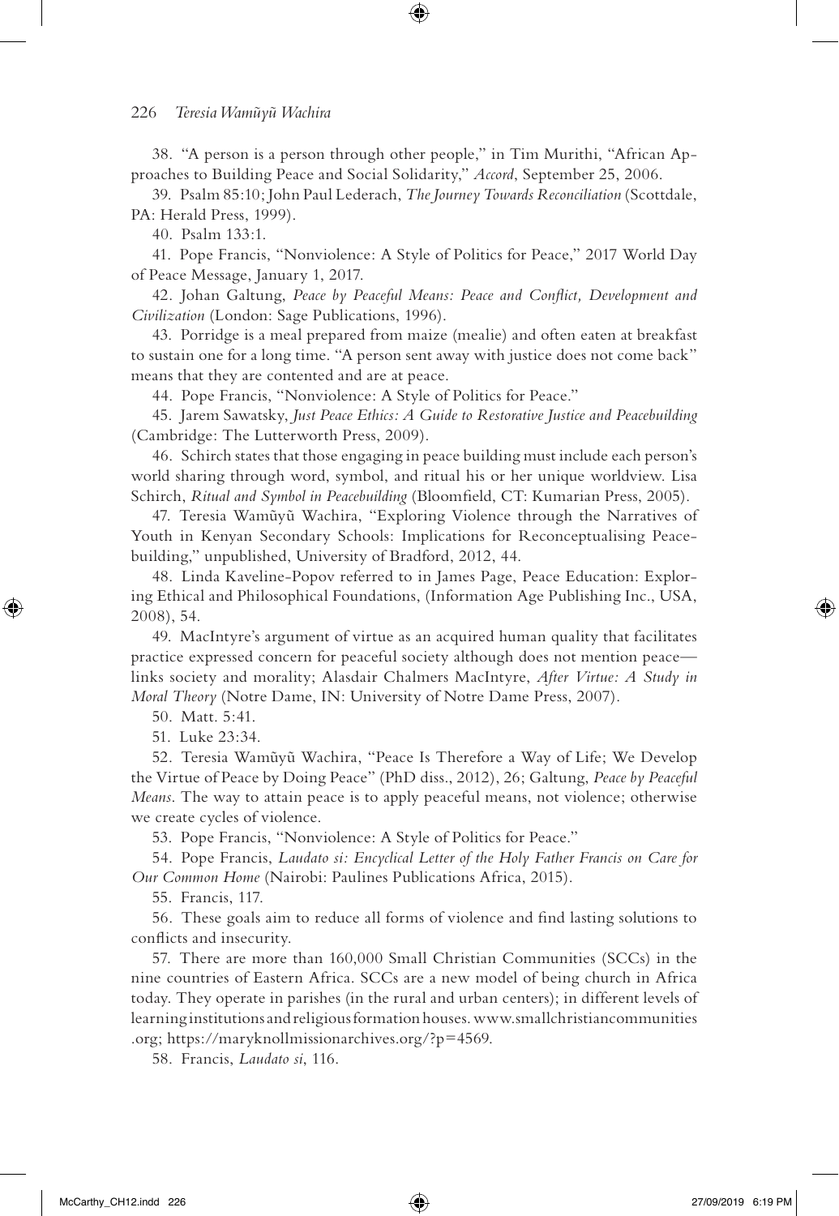38. "A person is a person through other people," in Tim Murithi, "African Approaches to Building Peace and Social Solidarity," *Accord*, September 25, 2006.

39. Psalm 85:10; John Paul Lederach, *The Journey Towards Reconciliation* (Scottdale, PA: Herald Press, 1999).

40. Psalm 133:1.

41. Pope Francis, "Nonviolence: A Style of Politics for Peace," 2017 World Day of Peace Message, January 1, 2017.

42. Johan Galtung, *Peace by Peaceful Means: Peace and Conflict, Development and Civilization* (London: Sage Publications, 1996).

43. Porridge is a meal prepared from maize (mealie) and often eaten at breakfast to sustain one for a long time. "A person sent away with justice does not come back" means that they are contented and are at peace.

44. Pope Francis, "Nonviolence: A Style of Politics for Peace."

45. Jarem Sawatsky, *Just Peace Ethics: A Guide to Restorative Justice and Peacebuilding* (Cambridge: The Lutterworth Press, 2009).

46. Schirch states that those engaging in peace building must include each person's world sharing through word, symbol, and ritual his or her unique worldview. Lisa Schirch, *Ritual and Symbol in Peacebuilding* (Bloomfield, CT: Kumarian Press, 2005).

47. Teresia Wamũyũ Wachira, "Exploring Violence through the Narratives of Youth in Kenyan Secondary Schools: Implications for Reconceptualising Peacebuilding," unpublished, University of Bradford, 2012, 44.

48. Linda Kaveline-Popov referred to in James Page, Peace Education: Exploring Ethical and Philosophical Foundations, (Information Age Publishing Inc., USA, 2008), 54.

49. MacIntyre's argument of virtue as an acquired human quality that facilitates practice expressed concern for peaceful society although does not mention peace—links society and morality; Alasdair Chalmers MacIntyre, *After Virtue: A Study in Moral Theory* (Notre Dame, IN: University of Notre Dame Press, 2007).

50. Matt. 5:41.

51. Luke 23:34.

52. Teresia Wamũyũ Wachira, "Peace Is Therefore a Way of Life; We Develop the Virtue of Peace by Doing Peace" (PhD diss., 2012), 26; Galtung, *Peace by Peaceful Means*. The way to attain peace is to apply peaceful means, not violence; otherwise we create cycles of violence.

53. Pope Francis, "Nonviolence: A Style of Politics for Peace."

54. Pope Francis, *Laudato si: Encyclical Letter of the Holy Father Francis on Care for Our Common Home* (Nairobi: Paulines Publications Africa, 2015).

55. Francis, 117.

56. These goals aim to reduce all forms of violence and find lasting solutions to conflicts and insecurity.

57. There are more than 160,000 Small Christian Communities (SCCs) in the nine countries of Eastern Africa. SCCs are a new model of being church in Africa today. They operate in parishes (in the rural and urban centers); in different levels of learning institutions and religious formation houses. www.smallchristiancommunities.org; https://maryknollmissionarchives.org/?p=4569.

58. Francis, *Laudato si*, 116.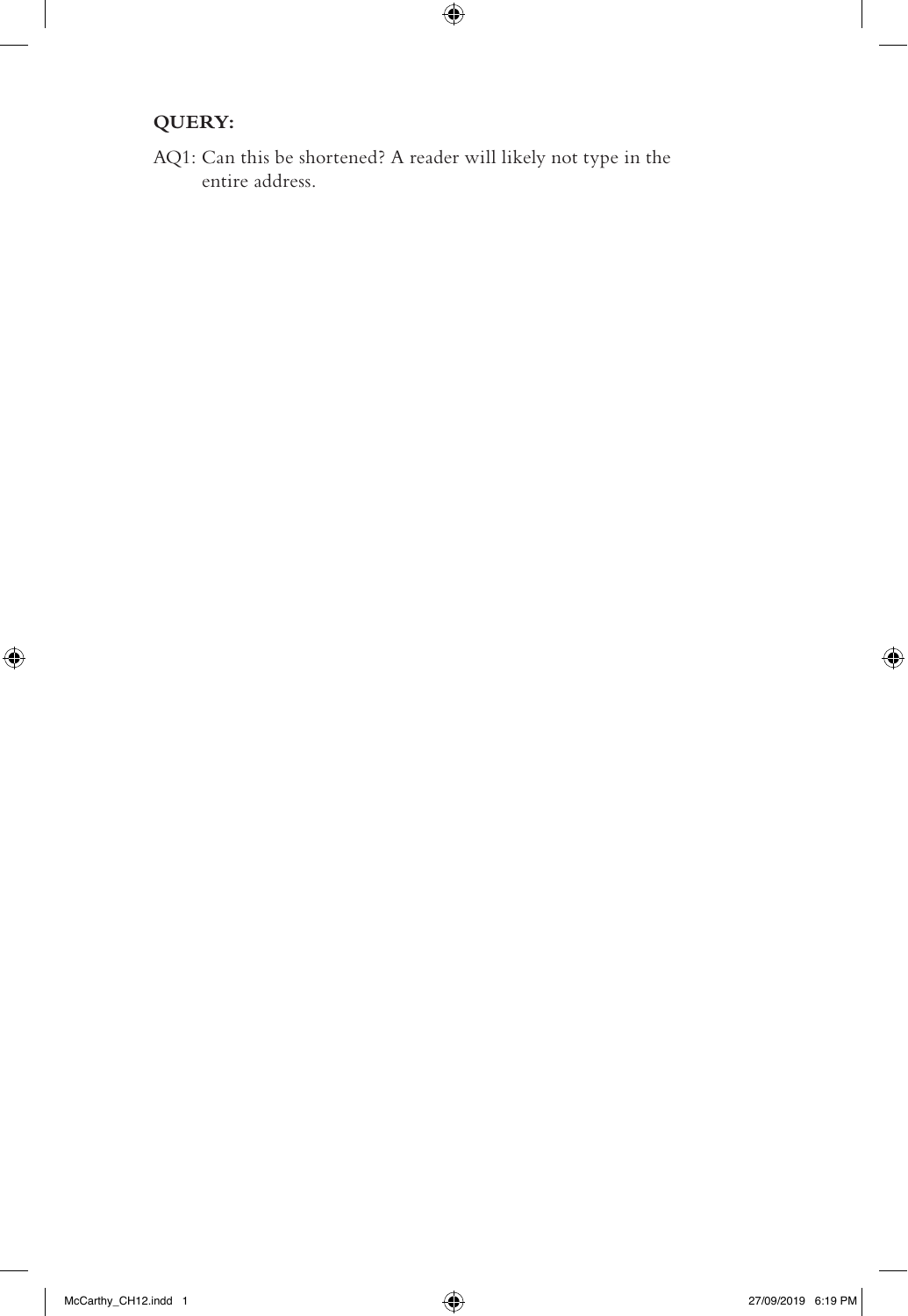**QUERY:**

AQ1: Can this be shortened? A reader will likely not type in the entire address.